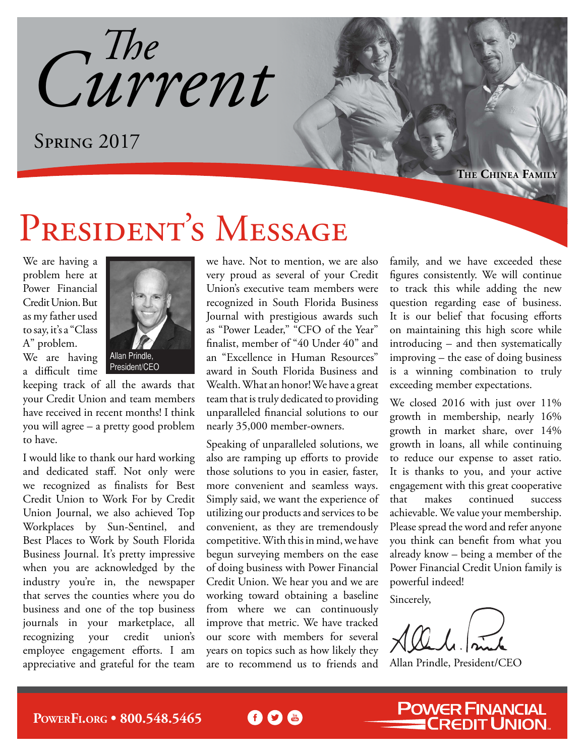# The Current

## Spring 2017

The Chinea Family

# President's Message

We are having a problem here at Power Financial Credit Union. But as my father used to say, it's a "Class A" problem. We are having a difficult time keeping track of all the awards that your Credit Union and team members have received in recent months! I think you will agree – a pretty good problem to have.

Allan Prindle, President/CEO

I would like to thank our hard working and dedicated staff. Not only were we recognized as finalists for Best Credit Union to Work For by Credit Union Journal, we also achieved Top Workplaces by Sun-Sentinel, and Best Places to Work by South Florida Business Journal. It's pretty impressive when you are acknowledged by the industry you're in, the newspaper that serves the counties where you do business and one of the top business journals in your marketplace, all recognizing your credit union's employee engagement efforts. I am appreciative and grateful for the team we have. Not to mention, we are also very proud as several of your Credit Union's executive team members were recognized in South Florida Business Journal with prestigious awards such as "Power Leader," "CFO of the Year" finalist, member of "40 Under 40" and an "Excellence in Human Resources" award in South Florida Business and Wealth. What an honor! We have a great team that is truly dedicated to providing unparalleled financial solutions to our nearly 35,000 member-owners.

Speaking of unparalleled solutions, we also are ramping up efforts to provide those solutions to you in easier, faster, more convenient and seamless ways. Simply said, we want the experience of utilizing our products and services to be convenient, as they are tremendously competitive. With this in mind, we have begun surveying members on the ease of doing business with Power Financial Credit Union. We hear you and we are working toward obtaining a baseline from where we can continuously improve that metric. We have tracked our score with members for several years on topics such as how likely they are to recommend us to friends and family, and we have exceeded these figures consistently. We will continue to track this while adding the new question regarding ease of business. It is our belief that focusing efforts on maintaining this high score while introducing – and then systematically improving – the ease of doing business is a winning combination to truly exceeding member expectations.

We closed 2016 with just over 11% growth in membership, nearly 16% growth in market share, over 14% growth in loans, all while continuing to reduce our expense to asset ratio. It is thanks to you, and your active engagement with this great cooperative that makes continued success achievable. We value your membership. Please spread the word and refer anyone you think can benefit from what you already know – being a member of the Power Financial Credit Union family is powerful indeed!

Sincerely,

Allan Prindle, President/CEO

PowerFi.org • 800.548.5465

Power Financial Credit Union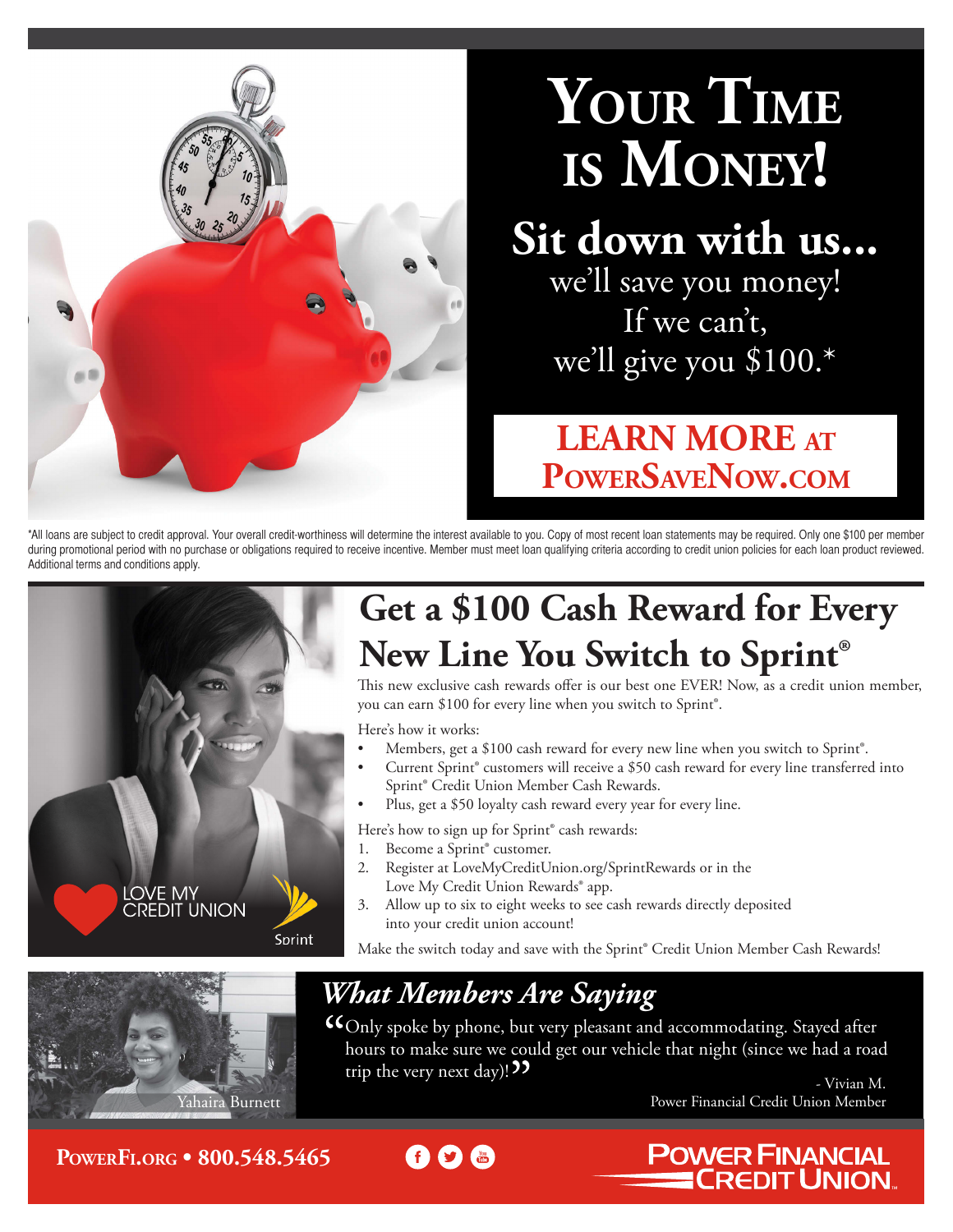# Your Time is Money!

## Sit down with us...

we'll save you money!
If we can't,
we'll give you $100.*

**LEARN MORE AT POWERSAVENOW.COM**

*All loans are subject to credit approval. Your overall credit-worthiness will determine the interest available to you. Copy of most recent loan statements may be required. Only one $100 per member during promotional period with no purchase or obligations required to receive incentive. Member must meet loan qualifying criteria according to credit union policies for each loan product reviewed. Additional terms and conditions apply.

LOVE MY CREDIT UNION

Sprint

## Get a $100 Cash Reward for Every New Line You Switch to Sprint®

This new exclusive cash rewards offer is our best one EVER! Now, as a credit union member, you can earn $100 for every line when you switch to Sprint®.

Here's how it works:

- Members, get a $100 cash reward for every new line when you switch to Sprint®.
- Current Sprint® customers will receive a $50 cash reward for every line transferred into Sprint® Credit Union Member Cash Rewards.
- Plus, get a $50 loyalty cash reward every year for every line.

Here's how to sign up for Sprint® cash rewards:

1. Become a Sprint® customer.
2. Register at LoveMyCreditUnion.org/SprintRewards or in the Love My Credit Union Rewards® app.
3. Allow up to six to eight weeks to see cash rewards directly deposited into your credit union account!

Make the switch today and save with the Sprint® Credit Union Member Cash Rewards!

## *What Members Are Saying*

Yahaira Burnett

"Only spoke by phone, but very pleasant and accommodating. Stayed after hours to make sure we could get our vehicle that night (since we had a road trip the very next day)!"

- Vivian M.
Power Financial Credit Union Member

**POWERFI.ORG • 800.548.5465**

POWER FINANCIAL CREDIT UNION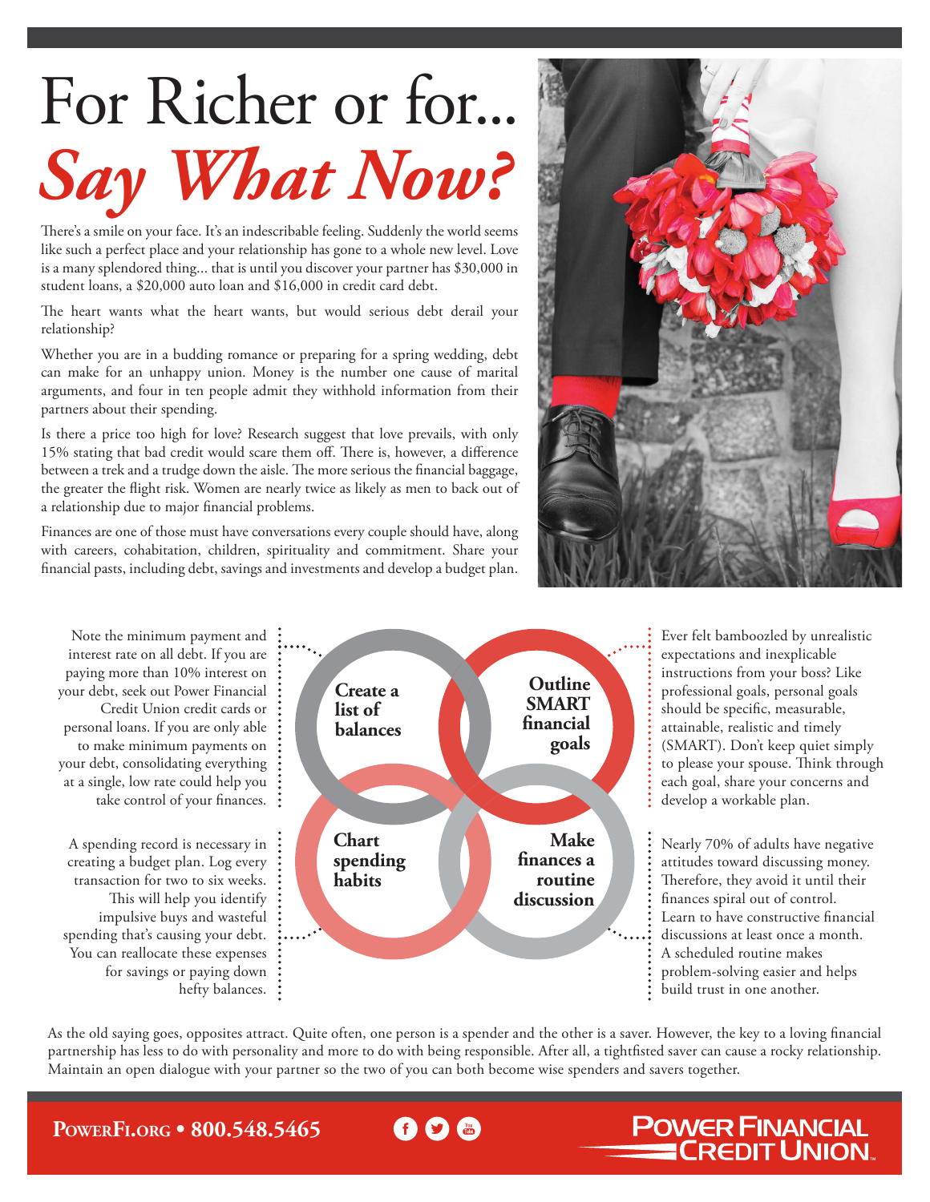# For Richer or for... *Say What Now?*

There's a smile on your face. It's an indescribable feeling. Suddenly the world seems like such a perfect place and your relationship has gone to a whole new level. Love is a many splendored thing... that is until you discover your partner has $30,000 in student loans, a $20,000 auto loan and $16,000 in credit card debt.

The heart wants what the heart wants, but would serious debt derail your relationship?

Whether you are in a budding romance or preparing for a spring wedding, debt can make for an unhappy union. Money is the number one cause of marital arguments, and four in ten people admit they withhold information from their partners about their spending.

Is there a price too high for love? Research suggest that love prevails, with only 15% stating that bad credit would scare them off. There is, however, a difference between a trek and a trudge down the aisle. The more serious the financial baggage, the greater the flight risk. Women are nearly twice as likely as men to back out of a relationship due to major financial problems.

Finances are one of those must have conversations every couple should have, along with careers, cohabitation, children, spirituality and commitment. Share your financial pasts, including debt, savings and investments and develop a budget plan.

**Create a list of balances**

Note the minimum payment and interest rate on all debt. If you are paying more than 10% interest on your debt, seek out Power Financial Credit Union credit cards or personal loans. If you are only able to make minimum payments on your debt, consolidating everything at a single, low rate could help you take control of your finances.

**Outline SMART financial goals**

Ever felt bamboozled by unrealistic expectations and inexplicable instructions from your boss? Like professional goals, personal goals should be specific, measurable, attainable, realistic and timely (SMART). Don't keep quiet simply to please your spouse. Think through each goal, share your concerns and develop a workable plan.

**Chart spending habits**

A spending record is necessary in creating a budget plan. Log every transaction for two to six weeks. This will help you identify impulsive buys and wasteful spending that's causing your debt. You can reallocate these expenses for savings or paying down hefty balances.

**Make finances a routine discussion**

Nearly 70% of adults have negative attitudes toward discussing money. Therefore, they avoid it until their finances spiral out of control. Learn to have constructive financial discussions at least once a month. A scheduled routine makes problem-solving easier and helps build trust in one another.

As the old saying goes, opposites attract. Quite often, one person is a spender and the other is a saver. However, the key to a loving financial partnership has less to do with personality and more to do with being responsible. After all, a tightfisted saver can cause a rocky relationship. Maintain an open dialogue with your partner so the two of you can both become wise spenders and savers together.

**PowerFi.org • 800.548.5465**

**Power Financial Credit Union**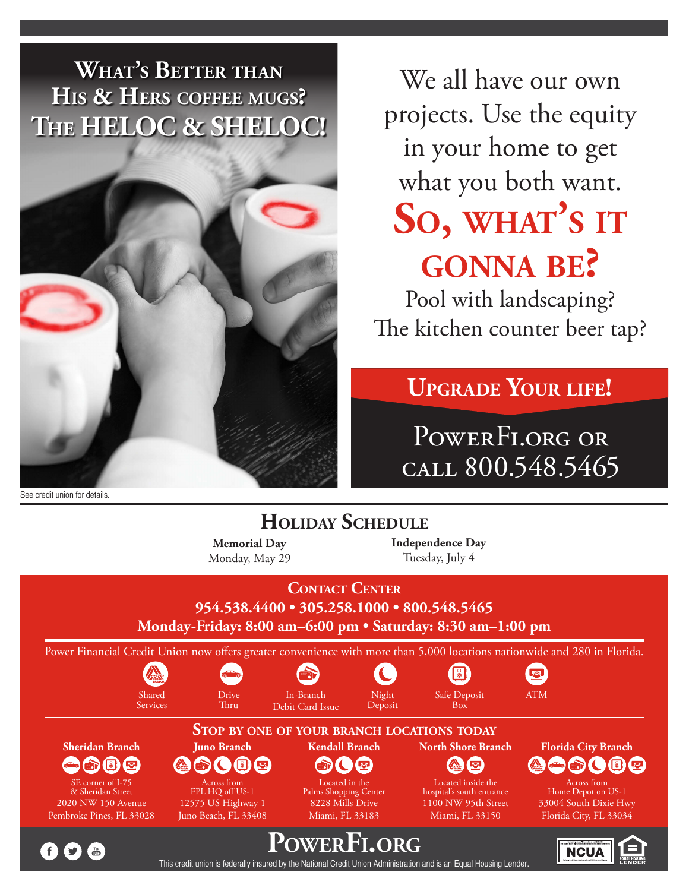# What's Better than His & Hers coffee mugs? The HELOC & SHELOC!

See credit union for details.

We all have our own projects. Use the equity in your home to get what you both want.

## So, what's it gonna be?

Pool with landscaping?
The kitchen counter beer tap?

### Upgrade Your life!

PowerFi.org or call 800.548.5465

## Holiday Schedule

**Memorial Day**
Monday, May 29

**Independence Day**
Tuesday, July 4

## Contact Center

**954.538.4400 • 305.258.1000 • 800.548.5465**
**Monday-Friday: 8:00 am–6:00 pm • Saturday: 8:30 am–1:00 pm**

Power Financial Credit Union now offers greater convenience with more than 5,000 locations nationwide and 280 in Florida.

Shared Services | Drive Thru | In-Branch Debit Card Issue | Night Deposit | Safe Deposit Box | ATM

## Stop by one of your branch locations today

**Sheridan Branch**
SE corner of I-75 & Sheridan Street
2020 NW 150 Avenue
Pembroke Pines, FL 33028

**Juno Branch**
Across from FPL HQ off US-1
12575 US Highway 1
Juno Beach, FL 33408

**Kendall Branch**
Located in the Palms Shopping Center
8228 Mills Drive
Miami, FL 33183

**North Shore Branch**
Located inside the hospital's south entrance
1100 NW 95th Street
Miami, FL 33150

**Florida City Branch**
Across from Home Depot on US-1
33004 South Dixie Hwy
Florida City, FL 33034

# PowerFi.org

This credit union is federally insured by the National Credit Union Administration and is an Equal Housing Lender.